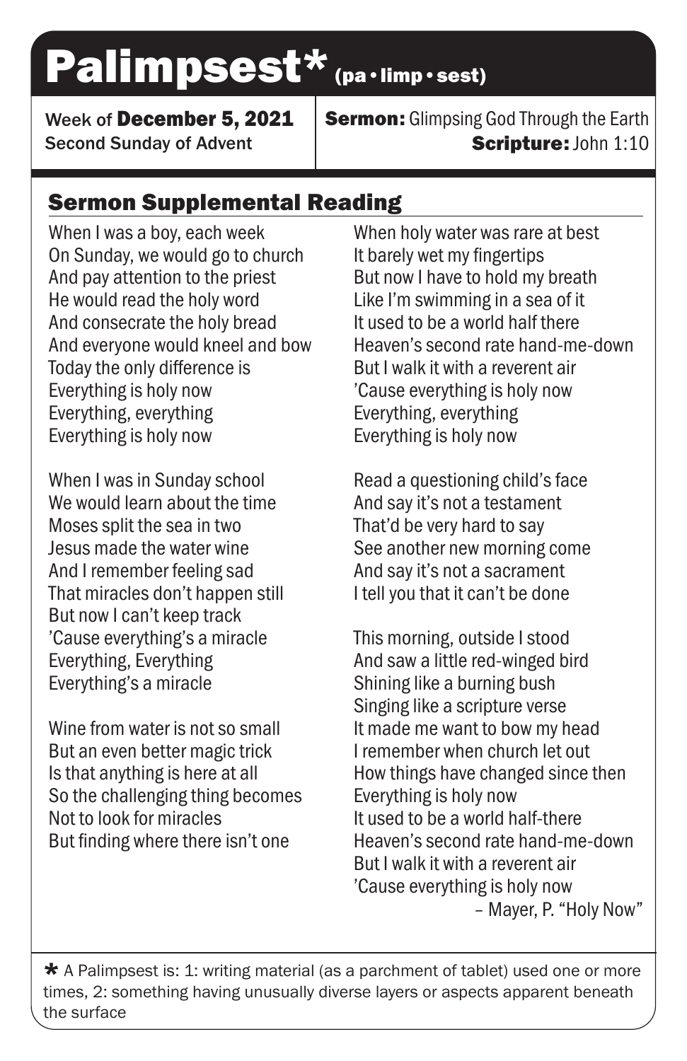# Palimpsest* (pa • limp • sest)

Week of **December 5, 2021**
Second Sunday of Advent

**Sermon:** Glimpsing God Through the Earth
**Scripture:** John 1:10

## Sermon Supplemental Reading

When I was a boy, each week
On Sunday, we would go to church
And pay attention to the priest
He would read the holy word
And consecrate the holy bread
And everyone would kneel and bow
Today the only difference is
Everything is holy now
Everything, everything
Everything is holy now

When I was in Sunday school
We would learn about the time
Moses split the sea in two
Jesus made the water wine
And I remember feeling sad
That miracles don't happen still
But now I can't keep track
'Cause everything's a miracle
Everything, Everything
Everything's a miracle

Wine from water is not so small
But an even better magic trick
Is that anything is here at all
So the challenging thing becomes
Not to look for miracles
But finding where there isn't one

When holy water was rare at best
It barely wet my fingertips
But now I have to hold my breath
Like I'm swimming in a sea of it
It used to be a world half there
Heaven's second rate hand-me-down
But I walk it with a reverent air
'Cause everything is holy now
Everything, everything
Everything is holy now

Read a questioning child's face
And say it's not a testament
That'd be very hard to say
See another new morning come
And say it's not a sacrament
I tell you that it can't be done

This morning, outside I stood
And saw a little red-winged bird
Shining like a burning bush
Singing like a scripture verse
It made me want to bow my head
I remember when church let out
How things have changed since then
Everything is holy now
It used to be a world half-there
Heaven's second rate hand-me-down
But I walk it with a reverent air
'Cause everything is holy now

– Mayer, P. "Holy Now"

* A Palimpsest is: 1: writing material (as a parchment of tablet) used one or more times, 2: something having unusually diverse layers or aspects apparent beneath the surface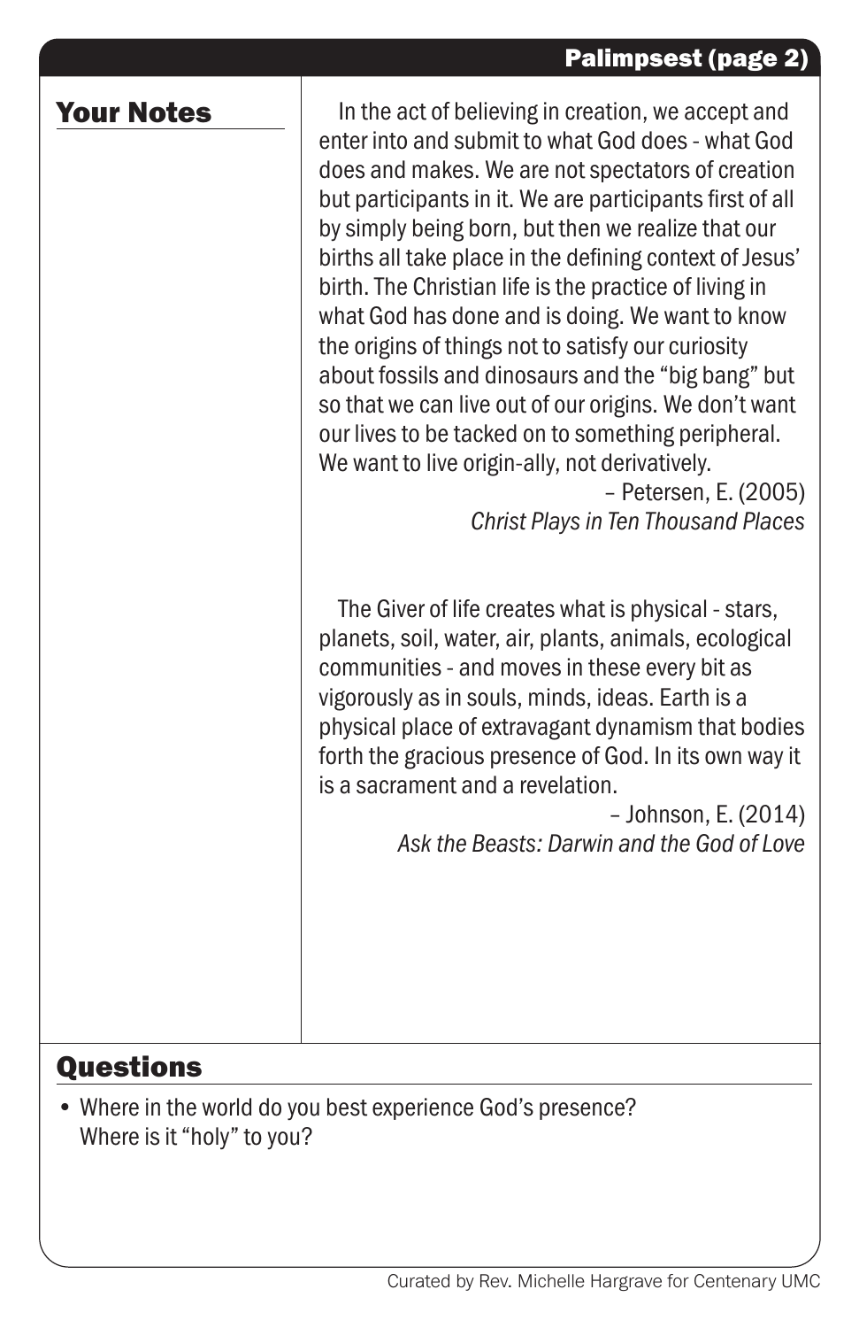## Your Notes

In the act of believing in creation, we accept and enter into and submit to what God does - what God does and makes. We are not spectators of creation but participants in it. We are participants first of all by simply being born, but then we realize that our births all take place in the defining context of Jesus' birth. The Christian life is the practice of living in what God has done and is doing. We want to know the origins of things not to satisfy our curiosity about fossils and dinosaurs and the "big bang" but so that we can live out of our origins. We don't want our lives to be tacked on to something peripheral. We want to live origin-ally, not derivatively.

– Petersen, E. (2005)
*Christ Plays in Ten Thousand Places*

The Giver of life creates what is physical - stars, planets, soil, water, air, plants, animals, ecological communities - and moves in these every bit as vigorously as in souls, minds, ideas. Earth is a physical place of extravagant dynamism that bodies forth the gracious presence of God. In its own way it is a sacrament and a revelation.

– Johnson, E. (2014)
*Ask the Beasts: Darwin and the God of Love*

## Questions

- Where in the world do you best experience God's presence? Where is it "holy" to you?

Curated by Rev. Michelle Hargrave for Centenary UMC